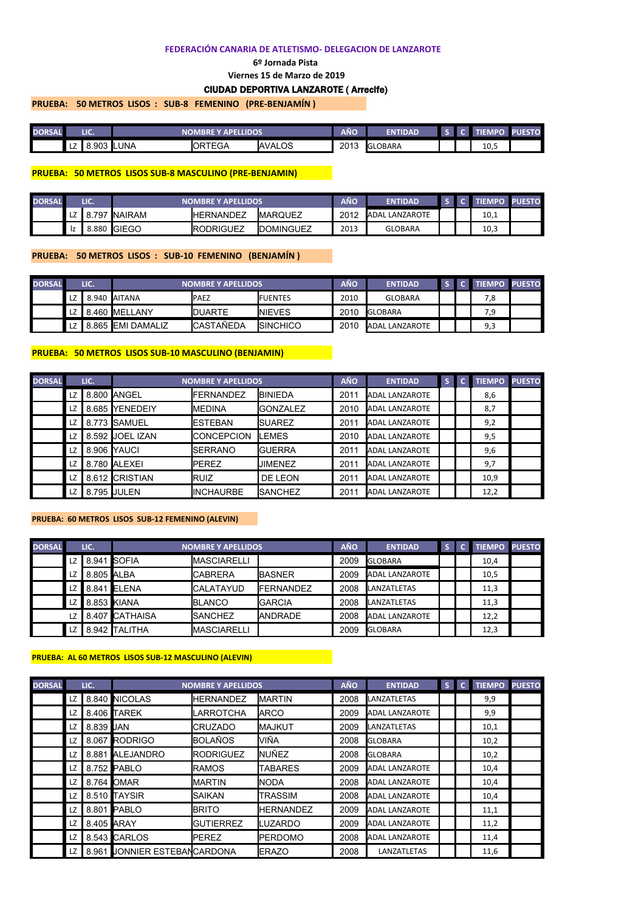FEDERACIÓN CANARIA DE ATLETISMO- DELEGACION DE LANZAROTE

6º Jornada Pista

Viernes 15 de Marzo de 2019

**CIUDAD DEPORTIVA LANZAROTE ( Arrecife)**

**PRUEBA: 50 METROS LISOS : SUB-8 FEMENINO (PRE-BENJAMÍN )**

| DORSAL | LIC. | | NOMBRE Y APELLIDOS | | | AÑO | ENTIDAD | S | C | TIEMPO | PUESTO |
|---|---|---|---|---|---|---|---|---|---|---|---|
| | LZ | 8.903 | LUNA | ORTEGA | AVALOS | 2013 | GLOBARA | | | 10,5 | |

**PRUEBA: 50 METROS LISOS SUB-8 MASCULINO (PRE-BENJAMIN)**

| DORSAL | LIC. | | NOMBRE Y APELLIDOS | | | AÑO | ENTIDAD | S | C | TIEMPO | PUESTO |
|---|---|---|---|---|---|---|---|---|---|---|---|
| | LZ | 8.797 | NAIRAM | HERNANDEZ | MARQUEZ | 2012 | ADAL LANZAROTE | | | 10,1 | |
| | lz | 8.880 | GIEGO | RODRIGUEZ | DOMINGUEZ | 2013 | GLOBARA | | | 10,3 | |

**PRUEBA: 50 METROS LISOS : SUB-10 FEMENINO (BENJAMÍN )**

| DORSAL | LIC. | | NOMBRE Y APELLIDOS | | | AÑO | ENTIDAD | S | C | TIEMPO | PUESTO |
|---|---|---|---|---|---|---|---|---|---|---|---|
| | LZ | 8.940 | AITANA | PAEZ | FUENTES | 2010 | GLOBARA | | | 7,8 | |
| | LZ | 8.460 | MELLANY | DUARTE | NIEVES | 2010 | GLOBARA | | | 7,9 | |
| | LZ | 8.865 | EMI DAMALIZ | CASTAÑEDA | SINCHICO | 2010 | ADAL LANZAROTE | | | 9,3 | |

**PRUEBA: 50 METROS LISOS SUB-10 MASCULINO (BENJAMIN)**

| DORSAL | LIC. | | NOMBRE Y APELLIDOS | | | AÑO | ENTIDAD | S | C | TIEMPO | PUESTO |
|---|---|---|---|---|---|---|---|---|---|---|---|
| | LZ | 8.800 | ANGEL | FERNANDEZ | BINIEDA | 2011 | ADAL LANZAROTE | | | 8,6 | |
| | LZ | 8.685 | YENEDEIY | MEDINA | GONZALEZ | 2010 | ADAL LANZAROTE | | | 8,7 | |
| | LZ | 8.773 | SAMUEL | ESTEBAN | SUAREZ | 2011 | ADAL LANZAROTE | | | 9,2 | |
| | LZ | 8.592 | JOEL IZAN | CONCEPCION | LEMES | 2010 | ADAL LANZAROTE | | | 9,5 | |
| | LZ | 8.906 | YAUCI | SERRANO | GUERRA | 2011 | ADAL LANZAROTE | | | 9,6 | |
| | LZ | 8.780 | ALEXEI | PEREZ | JIMENEZ | 2011 | ADAL LANZAROTE | | | 9,7 | |
| | LZ | 8.612 | CRISTIAN | RUIZ | DE LEON | 2011 | ADAL LANZAROTE | | | 10,9 | |
| | LZ | 8.795 | JULEN | INCHAURBE | SANCHEZ | 2011 | ADAL LANZAROTE | | | 12,2 | |

**PRUEBA: 60 METROS LISOS SUB-12 FEMENINO (ALEVIN)**

| DORSAL | LIC. | | NOMBRE Y APELLIDOS | | | AÑO | ENTIDAD | S | C | TIEMPO | PUESTO |
|---|---|---|---|---|---|---|---|---|---|---|---|
| | LZ | 8.941 | SOFIA | MASCIARELLI | | 2009 | GLOBARA | | | 10,4 | |
| | LZ | 8.805 | ALBA | CABRERA | BASNER | 2009 | ADAL LANZAROTE | | | 10,5 | |
| | LZ | 8.841 | ELENA | CALATAYUD | FERNANDEZ | 2008 | LANZATLETAS | | | 11,3 | |
| | LZ | 8.853 | KIANA | BLANCO | GARCIA | 2008 | LANZATLETAS | | | 11,3 | |
| | LZ | 8.407 | CATHAISA | SANCHEZ | ANDRADE | 2008 | ADAL LANZAROTE | | | 12,2 | |
| | LZ | 8.942 | TALITHA | MASCIARELLI | | 2009 | GLOBARA | | | 12,3 | |

**PRUEBA: AL 60 METROS LISOS SUB-12 MASCULINO (ALEVIN)**

| DORSAL | LIC. | | NOMBRE Y APELLIDOS | | | AÑO | ENTIDAD | S | C | TIEMPO | PUESTO |
|---|---|---|---|---|---|---|---|---|---|---|---|
| | LZ | 8.840 | NICOLAS | HERNANDEZ | MARTIN | 2008 | LANZATLETAS | | | 9,9 | |
| | LZ | 8.406 | TAREK | LARROTCHA | ARCO | 2009 | ADAL LANZAROTE | | | 9,9 | |
| | LZ | 8.839 | JAN | CRUZADO | MAJKUT | 2009 | LANZATLETAS | | | 10,1 | |
| | LZ | 8.067 | RODRIGO | BOLAÑOS | VIÑA | 2008 | GLOBARA | | | 10,2 | |
| | LZ | 8.881 | ALEJANDRO | RODRIGUEZ | NUÑEZ | 2008 | GLOBARA | | | 10,2 | |
| | LZ | 8.752 | PABLO | RAMOS | TABARES | 2009 | ADAL LANZAROTE | | | 10,4 | |
| | LZ | 8.764 | OMAR | MARTIN | NODA | 2008 | ADAL LANZAROTE | | | 10,4 | |
| | LZ | 8.510 | TAYSIR | SAIKAN | TRASSIM | 2008 | ADAL LANZAROTE | | | 10,4 | |
| | LZ | 8.801 | PABLO | BRITO | HERNANDEZ | 2009 | ADAL LANZAROTE | | | 11,1 | |
| | LZ | 8.405 | ARAY | GUTIERREZ | LUZARDO | 2009 | ADAL LANZAROTE | | | 11,2 | |
| | LZ | 8.543 | CARLOS | PEREZ | PERDOMO | 2008 | ADAL LANZAROTE | | | 11,4 | |
| | LZ | 8.961 | JONNIER ESTEBAN | CARDONA | ERAZO | 2008 | LANZATLETAS | | | 11,6 | |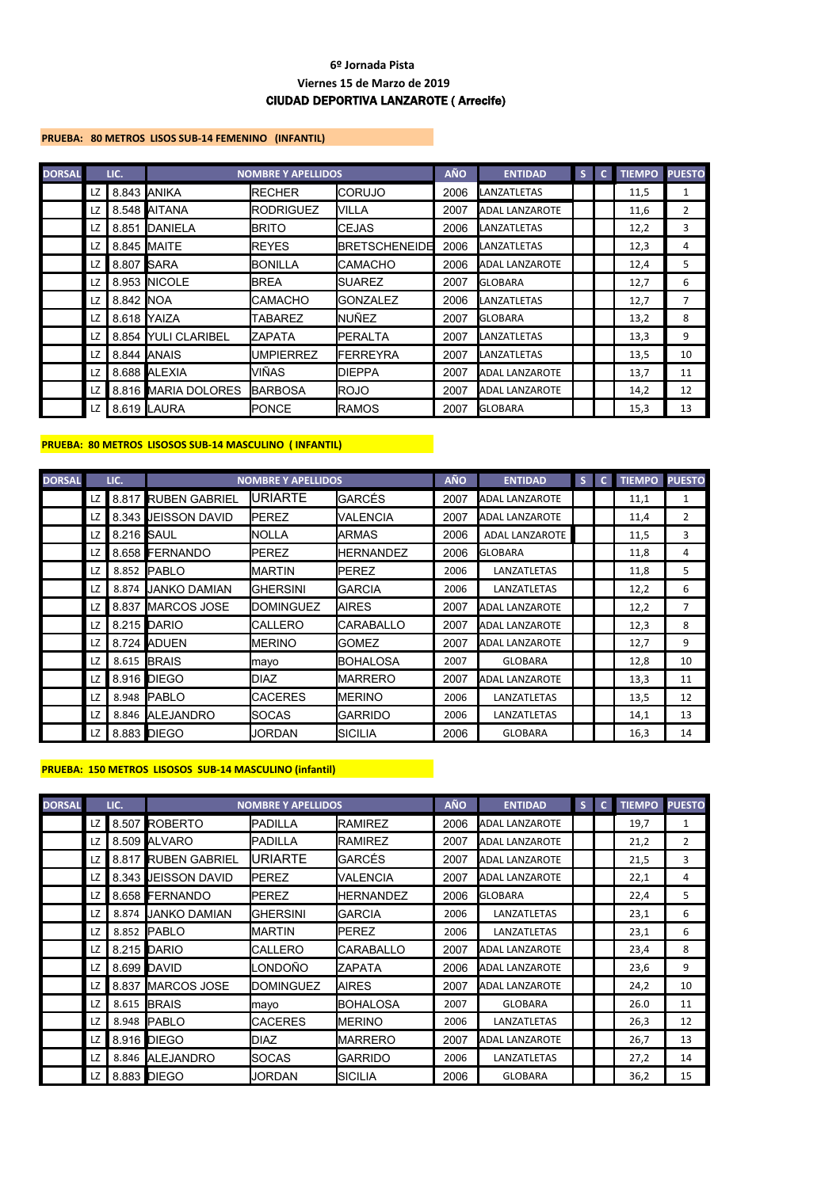**6º Jornada Pista**

**Viernes 15 de Marzo de 2019**

**CIUDAD DEPORTIVA LANZAROTE ( Arrecife)**

**PRUEBA: 80 METROS LISOS SUB-14 FEMENINO (INFANTIL)**

| DORSAL | LIC. | | NOMBRE Y APELLIDOS | | | AÑO | ENTIDAD | S | C | TIEMPO | PUESTO |
|---|---|---|---|---|---|---|---|---|---|---|---|
| | LZ | 8.843 | ANIKA | RECHER | CORUJO | 2006 | LANZATLETAS | | | 11,5 | 1 |
| | LZ | 8.548 | AITANA | RODRIGUEZ | VILLA | 2007 | ADAL LANZAROTE | | | 11,6 | 2 |
| | LZ | 8.851 | DANIELA | BRITO | CEJAS | 2006 | LANZATLETAS | | | 12,2 | 3 |
| | LZ | 8.845 | MAITE | REYES | BRETSCHENEIDE | 2006 | LANZATLETAS | | | 12,3 | 4 |
| | LZ | 8.807 | SARA | BONILLA | CAMACHO | 2006 | ADAL LANZAROTE | | | 12,4 | 5 |
| | LZ | 8.953 | NICOLE | BREA | SUAREZ | 2007 | GLOBARA | | | 12,7 | 6 |
| | LZ | 8.842 | NOA | CAMACHO | GONZALEZ | 2006 | LANZATLETAS | | | 12,7 | 7 |
| | LZ | 8.618 | YAIZA | TABAREZ | NUÑEZ | 2007 | GLOBARA | | | 13,2 | 8 |
| | LZ | 8.854 | YULI CLARIBEL | ZAPATA | PERALTA | 2007 | LANZATLETAS | | | 13,3 | 9 |
| | LZ | 8.844 | ANAIS | UMPIERREZ | FERREYRA | 2007 | LANZATLETAS | | | 13,5 | 10 |
| | LZ | 8.688 | ALEXIA | VIÑAS | DIEPPA | 2007 | ADAL LANZAROTE | | | 13,7 | 11 |
| | LZ | 8.816 | MARIA DOLORES | BARBOSA | ROJO | 2007 | ADAL LANZAROTE | | | 14,2 | 12 |
| | LZ | 8.619 | LAURA | PONCE | RAMOS | 2007 | GLOBARA | | | 15,3 | 13 |

**PRUEBA: 80 METROS LISOSOS SUB-14 MASCULINO ( INFANTIL)**

| DORSAL | LIC. | | NOMBRE Y APELLIDOS | | | AÑO | ENTIDAD | S | C | TIEMPO | PUESTO |
|---|---|---|---|---|---|---|---|---|---|---|---|
| | LZ | 8.817 | RUBEN GABRIEL | URIARTE | GARCÉS | 2007 | ADAL LANZAROTE | | | 11,1 | 1 |
| | LZ | 8.343 | JEISSON DAVID | PEREZ | VALENCIA | 2007 | ADAL LANZAROTE | | | 11,4 | 2 |
| | LZ | 8.216 | SAUL | NOLLA | ARMAS | 2006 | ADAL LANZAROTE | | | 11,5 | 3 |
| | LZ | 8.658 | FERNANDO | PEREZ | HERNANDEZ | 2006 | GLOBARA | | | 11,8 | 4 |
| | LZ | 8.852 | PABLO | MARTIN | PEREZ | 2006 | LANZATLETAS | | | 11,8 | 5 |
| | LZ | 8.874 | JANKO DAMIAN | GHERSINI | GARCIA | 2006 | LANZATLETAS | | | 12,2 | 6 |
| | LZ | 8.837 | MARCOS JOSE | DOMINGUEZ | AIRES | 2007 | ADAL LANZAROTE | | | 12,2 | 7 |
| | LZ | 8.215 | DARIO | CALLERO | CARABALLO | 2007 | ADAL LANZAROTE | | | 12,3 | 8 |
| | LZ | 8.724 | ADUEN | MERINO | GOMEZ | 2007 | ADAL LANZAROTE | | | 12,7 | 9 |
| | LZ | 8.615 | BRAIS | mayo | BOHALOSA | 2007 | GLOBARA | | | 12,8 | 10 |
| | LZ | 8.916 | DIEGO | DIAZ | MARRERO | 2007 | ADAL LANZAROTE | | | 13,3 | 11 |
| | LZ | 8.948 | PABLO | CACERES | MERINO | 2006 | LANZATLETAS | | | 13,5 | 12 |
| | LZ | 8.846 | ALEJANDRO | SOCAS | GARRIDO | 2006 | LANZATLETAS | | | 14,1 | 13 |
| | LZ | 8.883 | DIEGO | JORDAN | SICILIA | 2006 | GLOBARA | | | 16,3 | 14 |

**PRUEBA: 150 METROS LISOSOS SUB-14 MASCULINO (infantil)**

| DORSAL | LIC. | | NOMBRE Y APELLIDOS | | | AÑO | ENTIDAD | S | C | TIEMPO | PUESTO |
|---|---|---|---|---|---|---|---|---|---|---|---|
| | LZ | 8.507 | ROBERTO | PADILLA | RAMIREZ | 2006 | ADAL LANZAROTE | | | 19,7 | 1 |
| | LZ | 8.509 | ALVARO | PADILLA | RAMIREZ | 2007 | ADAL LANZAROTE | | | 21,2 | 2 |
| | LZ | 8.817 | RUBEN GABRIEL | URIARTE | GARCÉS | 2007 | ADAL LANZAROTE | | | 21,5 | 3 |
| | LZ | 8.343 | JEISSON DAVID | PEREZ | VALENCIA | 2007 | ADAL LANZAROTE | | | 22,1 | 4 |
| | LZ | 8.658 | FERNANDO | PEREZ | HERNANDEZ | 2006 | GLOBARA | | | 22,4 | 5 |
| | LZ | 8.874 | JANKO DAMIAN | GHERSINI | GARCIA | 2006 | LANZATLETAS | | | 23,1 | 6 |
| | LZ | 8.852 | PABLO | MARTIN | PEREZ | 2006 | LANZATLETAS | | | 23,1 | 6 |
| | LZ | 8.215 | DARIO | CALLERO | CARABALLO | 2007 | ADAL LANZAROTE | | | 23,4 | 8 |
| | LZ | 8.699 | DAVID | LONDOÑO | ZAPATA | 2006 | ADAL LANZAROTE | | | 23,6 | 9 |
| | LZ | 8.837 | MARCOS JOSE | DOMINGUEZ | AIRES | 2007 | ADAL LANZAROTE | | | 24,2 | 10 |
| | LZ | 8.615 | BRAIS | mayo | BOHALOSA | 2007 | GLOBARA | | | 26.0 | 11 |
| | LZ | 8.948 | PABLO | CACERES | MERINO | 2006 | LANZATLETAS | | | 26,3 | 12 |
| | LZ | 8.916 | DIEGO | DIAZ | MARRERO | 2007 | ADAL LANZAROTE | | | 26,7 | 13 |
| | LZ | 8.846 | ALEJANDRO | SOCAS | GARRIDO | 2006 | LANZATLETAS | | | 27,2 | 14 |
| | LZ | 8.883 | DIEGO | JORDAN | SICILIA | 2006 | GLOBARA | | | 36,2 | 15 |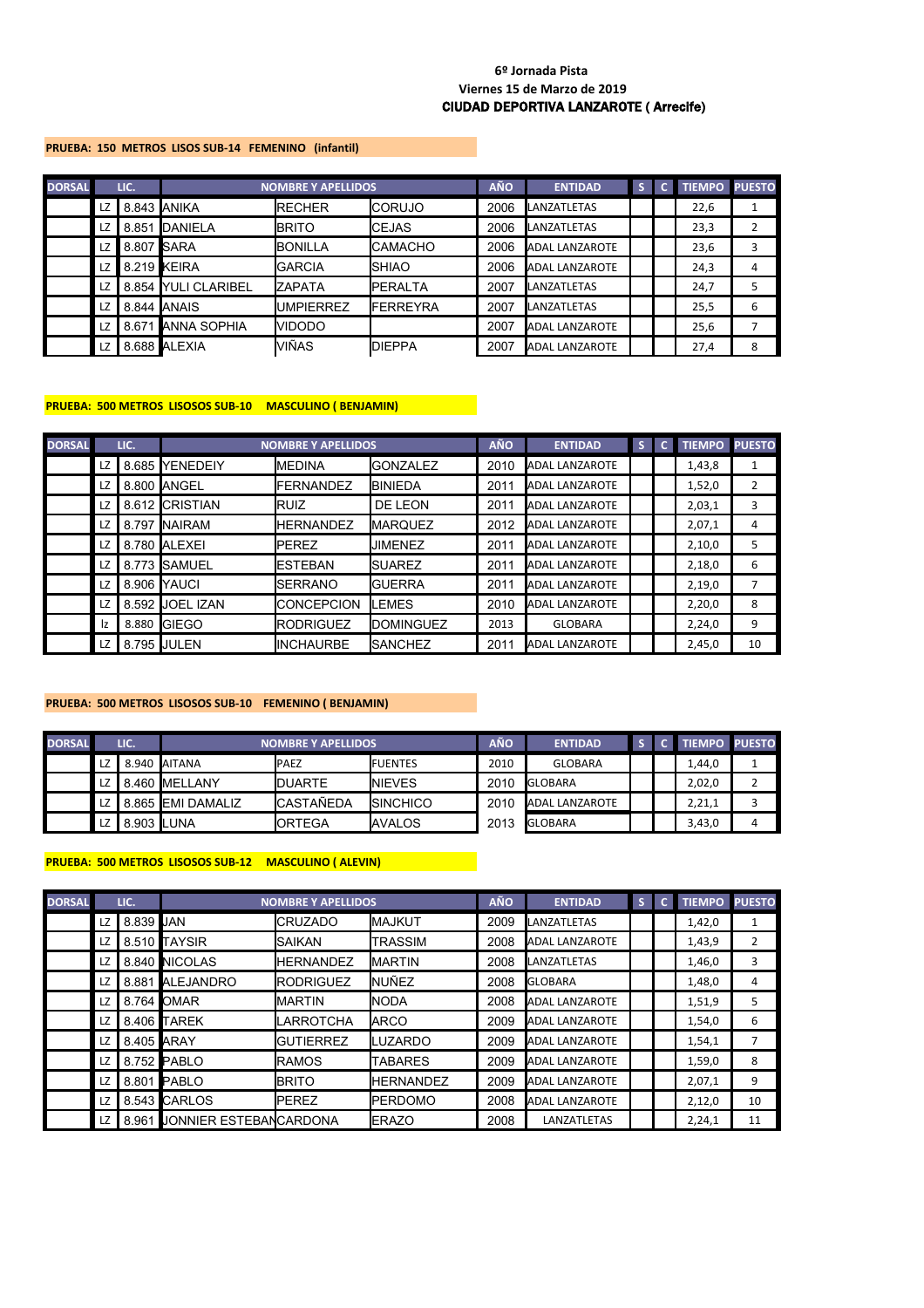6º Jornada Pista

Viernes 15 de Marzo de 2019

**CIUDAD DEPORTIVA LANZAROTE ( Arrecife)**

**PRUEBA: 150 METROS LISOS SUB-14 FEMENINO (infantil)**

| DORSAL | LIC. | | NOMBRE Y APELLIDOS | | | AÑO | ENTIDAD | S | C | TIEMPO | PUESTO |
|---|---|---|---|---|---|---|---|---|---|---|---|
| | LZ | 8.843 | ANIKA | RECHER | CORUJO | 2006 | LANZATLETAS | | | 22,6 | 1 |
| | LZ | 8.851 | DANIELA | BRITO | CEJAS | 2006 | LANZATLETAS | | | 23,3 | 2 |
| | LZ | 8.807 | SARA | BONILLA | CAMACHO | 2006 | ADAL LANZAROTE | | | 23,6 | 3 |
| | LZ | 8.219 | KEIRA | GARCIA | SHIAO | 2006 | ADAL LANZAROTE | | | 24,3 | 4 |
| | LZ | 8.854 | YULI CLARIBEL | ZAPATA | PERALTA | 2007 | LANZATLETAS | | | 24,7 | 5 |
| | LZ | 8.844 | ANAIS | UMPIERREZ | FERREYRA | 2007 | LANZATLETAS | | | 25,5 | 6 |
| | LZ | 8.671 | ANNA SOPHIA | VIDODO | | 2007 | ADAL LANZAROTE | | | 25,6 | 7 |
| | LZ | 8.688 | ALEXIA | VIÑAS | DIEPPA | 2007 | ADAL LANZAROTE | | | 27,4 | 8 |

**PRUEBA: 500 METROS LISOSOS SUB-10 MASCULINO ( BENJAMIN)**

| DORSAL | LIC. | | NOMBRE Y APELLIDOS | | | AÑO | ENTIDAD | S | C | TIEMPO | PUESTO |
|---|---|---|---|---|---|---|---|---|---|---|---|
| | LZ | 8.685 | YENEDEIY | MEDINA | GONZALEZ | 2010 | ADAL LANZAROTE | | | 1,43,8 | 1 |
| | LZ | 8.800 | ANGEL | FERNANDEZ | BINIEDA | 2011 | ADAL LANZAROTE | | | 1,52,0 | 2 |
| | LZ | 8.612 | CRISTIAN | RUIZ | DE LEON | 2011 | ADAL LANZAROTE | | | 2,03,1 | 3 |
| | LZ | 8.797 | NAIRAM | HERNANDEZ | MARQUEZ | 2012 | ADAL LANZAROTE | | | 2,07,1 | 4 |
| | LZ | 8.780 | ALEXEI | PEREZ | JIMENEZ | 2011 | ADAL LANZAROTE | | | 2,10,0 | 5 |
| | LZ | 8.773 | SAMUEL | ESTEBAN | SUAREZ | 2011 | ADAL LANZAROTE | | | 2,18,0 | 6 |
| | LZ | 8.906 | YAUCI | SERRANO | GUERRA | 2011 | ADAL LANZAROTE | | | 2,19,0 | 7 |
| | LZ | 8.592 | JOEL IZAN | CONCEPCION | LEMES | 2010 | ADAL LANZAROTE | | | 2,20,0 | 8 |
| | lz | 8.880 | GIEGO | RODRIGUEZ | DOMINGUEZ | 2013 | GLOBARA | | | 2,24,0 | 9 |
| | LZ | 8.795 | JULEN | INCHAURBE | SANCHEZ | 2011 | ADAL LANZAROTE | | | 2,45,0 | 10 |

**PRUEBA: 500 METROS LISOSOS SUB-10 FEMENINO ( BENJAMIN)**

| DORSAL | LIC. | | NOMBRE Y APELLIDOS | | | AÑO | ENTIDAD | S | C | TIEMPO | PUESTO |
|---|---|---|---|---|---|---|---|---|---|---|---|
| | LZ | 8.940 | AITANA | PAEZ | FUENTES | 2010 | GLOBARA | | | 1,44,0 | 1 |
| | LZ | 8.460 | MELLANY | DUARTE | NIEVES | 2010 | GLOBARA | | | 2,02,0 | 2 |
| | LZ | 8.865 | EMI DAMALIZ | CASTAÑEDA | SINCHICO | 2010 | ADAL LANZAROTE | | | 2,21,1 | 3 |
| | LZ | 8.903 | LUNA | ORTEGA | AVALOS | 2013 | GLOBARA | | | 3,43,0 | 4 |

**PRUEBA: 500 METROS LISOSOS SUB-12 MASCULINO ( ALEVIN)**

| DORSAL | LIC. | | NOMBRE Y APELLIDOS | | | AÑO | ENTIDAD | S | C | TIEMPO | PUESTO |
|---|---|---|---|---|---|---|---|---|---|---|---|
| | LZ | 8.839 | JAN | CRUZADO | MAJKUT | 2009 | LANZATLETAS | | | 1,42,0 | 1 |
| | LZ | 8.510 | TAYSIR | SAIKAN | TRASSIM | 2008 | ADAL LANZAROTE | | | 1,43,9 | 2 |
| | LZ | 8.840 | NICOLAS | HERNANDEZ | MARTIN | 2008 | LANZATLETAS | | | 1,46,0 | 3 |
| | LZ | 8.881 | ALEJANDRO | RODRIGUEZ | NUÑEZ | 2008 | GLOBARA | | | 1,48,0 | 4 |
| | LZ | 8.764 | OMAR | MARTIN | NODA | 2008 | ADAL LANZAROTE | | | 1,51,9 | 5 |
| | LZ | 8.406 | TAREK | LARROTCHA | ARCO | 2009 | ADAL LANZAROTE | | | 1,54,0 | 6 |
| | LZ | 8.405 | ARAY | GUTIERREZ | LUZARDO | 2009 | ADAL LANZAROTE | | | 1,54,1 | 7 |
| | LZ | 8.752 | PABLO | RAMOS | TABARES | 2009 | ADAL LANZAROTE | | | 1,59,0 | 8 |
| | LZ | 8.801 | PABLO | BRITO | HERNANDEZ | 2009 | ADAL LANZAROTE | | | 2,07,1 | 9 |
| | LZ | 8.543 | CARLOS | PEREZ | PERDOMO | 2008 | ADAL LANZAROTE | | | 2,12,0 | 10 |
| | LZ | 8.961 | JONNIER ESTEBAN | CARDONA | ERAZO | 2008 | LANZATLETAS | | | 2,24,1 | 11 |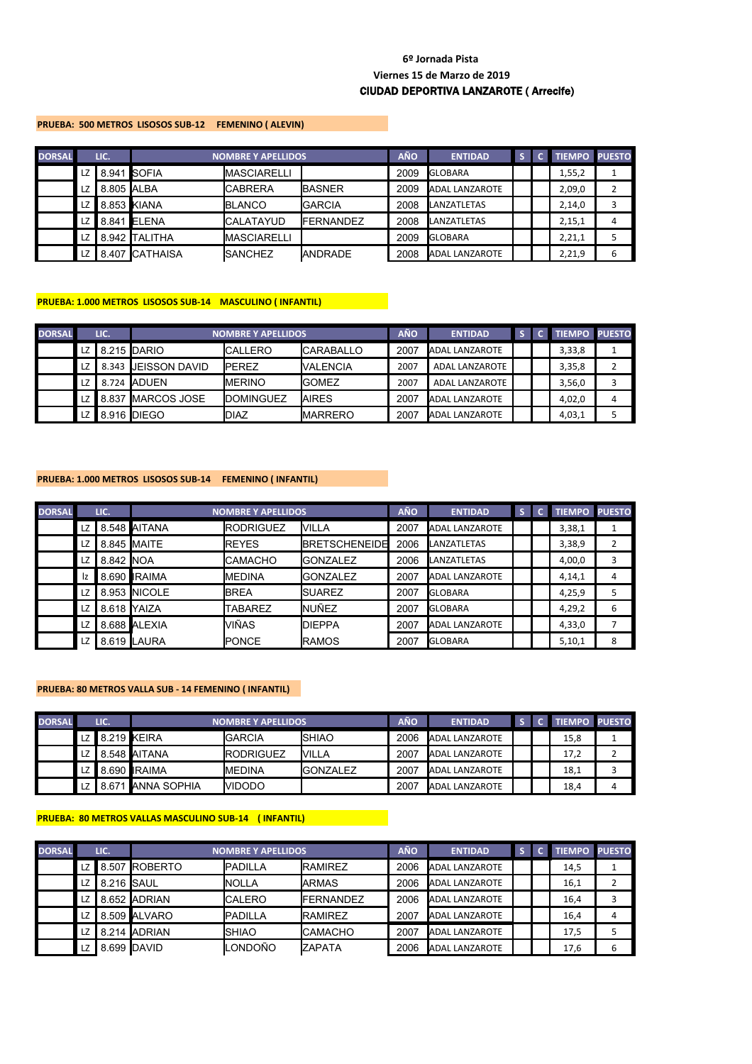**6º Jornada Pista**
**Viernes 15 de Marzo de 2019**
**CIUDAD DEPORTIVA LANZAROTE ( Arrecife)**

**PRUEBA: 500 METROS LISOSOS SUB-12 FEMENINO ( ALEVIN)**

| DORSAL | LIC. | | NOMBRE Y APELLIDOS | | | AÑO | ENTIDAD | S | C | TIEMPO | PUESTO |
|---|---|---|---|---|---|---|---|---|---|---|---|
| | LZ | 8.941 | SOFIA | MASCIARELLI | | 2009 | GLOBARA | | | 1,55,2 | 1 |
| | LZ | 8.805 | ALBA | CABRERA | BASNER | 2009 | ADAL LANZAROTE | | | 2,09,0 | 2 |
| | LZ | 8.853 | KIANA | BLANCO | GARCIA | 2008 | LANZATLETAS | | | 2,14,0 | 3 |
| | LZ | 8.841 | ELENA | CALATAYUD | FERNANDEZ | 2008 | LANZATLETAS | | | 2,15,1 | 4 |
| | LZ | 8.942 | TALITHA | MASCIARELLI | | 2009 | GLOBARA | | | 2,21,1 | 5 |
| | LZ | 8.407 | CATHAISA | SANCHEZ | ANDRADE | 2008 | ADAL LANZAROTE | | | 2,21,9 | 6 |

**PRUEBA: 1.000 METROS LISOSOS SUB-14 MASCULINO ( INFANTIL)**

| DORSAL | LIC. | | NOMBRE Y APELLIDOS | | | AÑO | ENTIDAD | S | C | TIEMPO | PUESTO |
|---|---|---|---|---|---|---|---|---|---|---|---|
| | LZ | 8.215 | DARIO | CALLERO | CARABALLO | 2007 | ADAL LANZAROTE | | | 3,33,8 | 1 |
| | LZ | 8.343 | JEISSON DAVID | PEREZ | VALENCIA | 2007 | ADAL LANZAROTE | | | 3,35,8 | 2 |
| | LZ | 8.724 | ADUEN | MERINO | GOMEZ | 2007 | ADAL LANZAROTE | | | 3,56,0 | 3 |
| | LZ | 8.837 | MARCOS JOSE | DOMINGUEZ | AIRES | 2007 | ADAL LANZAROTE | | | 4,02,0 | 4 |
| | LZ | 8.916 | DIEGO | DIAZ | MARRERO | 2007 | ADAL LANZAROTE | | | 4,03,1 | 5 |

**PRUEBA: 1.000 METROS LISOSOS SUB-14 FEMENINO ( INFANTIL)**

| DORSAL | LIC. | | NOMBRE Y APELLIDOS | | | AÑO | ENTIDAD | S | C | TIEMPO | PUESTO |
|---|---|---|---|---|---|---|---|---|---|---|---|
| | LZ | 8.548 | AITANA | RODRIGUEZ | VILLA | 2007 | ADAL LANZAROTE | | | 3,38,1 | 1 |
| | LZ | 8.845 | MAITE | REYES | BRETSCHENEIDE | 2006 | LANZATLETAS | | | 3,38,9 | 2 |
| | LZ | 8.842 | NOA | CAMACHO | GONZALEZ | 2006 | LANZATLETAS | | | 4,00,0 | 3 |
| | lz | 8.690 | IRAIMA | MEDINA | GONZALEZ | 2007 | ADAL LANZAROTE | | | 4,14,1 | 4 |
| | LZ | 8.953 | NICOLE | BREA | SUAREZ | 2007 | GLOBARA | | | 4,25,9 | 5 |
| | LZ | 8.618 | YAIZA | TABAREZ | NUÑEZ | 2007 | GLOBARA | | | 4,29,2 | 6 |
| | LZ | 8.688 | ALEXIA | VIÑAS | DIEPPA | 2007 | ADAL LANZAROTE | | | 4,33,0 | 7 |
| | LZ | 8.619 | LAURA | PONCE | RAMOS | 2007 | GLOBARA | | | 5,10,1 | 8 |

**PRUEBA: 80 METROS VALLA SUB - 14 FEMENINO ( INFANTIL)**

| DORSAL | LIC. | | NOMBRE Y APELLIDOS | | | AÑO | ENTIDAD | S | C | TIEMPO | PUESTO |
|---|---|---|---|---|---|---|---|---|---|---|---|
| | LZ | 8.219 | KEIRA | GARCIA | SHIAO | 2006 | ADAL LANZAROTE | | | 15,8 | 1 |
| | LZ | 8.548 | AITANA | RODRIGUEZ | VILLA | 2007 | ADAL LANZAROTE | | | 17,2 | 2 |
| | LZ | 8.690 | IRAIMA | MEDINA | GONZALEZ | 2007 | ADAL LANZAROTE | | | 18,1 | 3 |
| | LZ | 8.671 | ANNA SOPHIA | VIDODO | | 2007 | ADAL LANZAROTE | | | 18,4 | 4 |

**PRUEBA: 80 METROS VALLAS MASCULINO SUB-14 ( INFANTIL)**

| DORSAL | LIC. | | NOMBRE Y APELLIDOS | | | AÑO | ENTIDAD | S | C | TIEMPO | PUESTO |
|---|---|---|---|---|---|---|---|---|---|---|---|
| | LZ | 8.507 | ROBERTO | PADILLA | RAMIREZ | 2006 | ADAL LANZAROTE | | | 14,5 | 1 |
| | LZ | 8.216 | SAUL | NOLLA | ARMAS | 2006 | ADAL LANZAROTE | | | 16,1 | 2 |
| | LZ | 8.652 | ADRIAN | CALERO | FERNANDEZ | 2006 | ADAL LANZAROTE | | | 16,4 | 3 |
| | LZ | 8.509 | ALVARO | PADILLA | RAMIREZ | 2007 | ADAL LANZAROTE | | | 16,4 | 4 |
| | LZ | 8.214 | ADRIAN | SHIAO | CAMACHO | 2007 | ADAL LANZAROTE | | | 17,5 | 5 |
| | LZ | 8.699 | DAVID | LONDOÑO | ZAPATA | 2006 | ADAL LANZAROTE | | | 17,6 | 6 |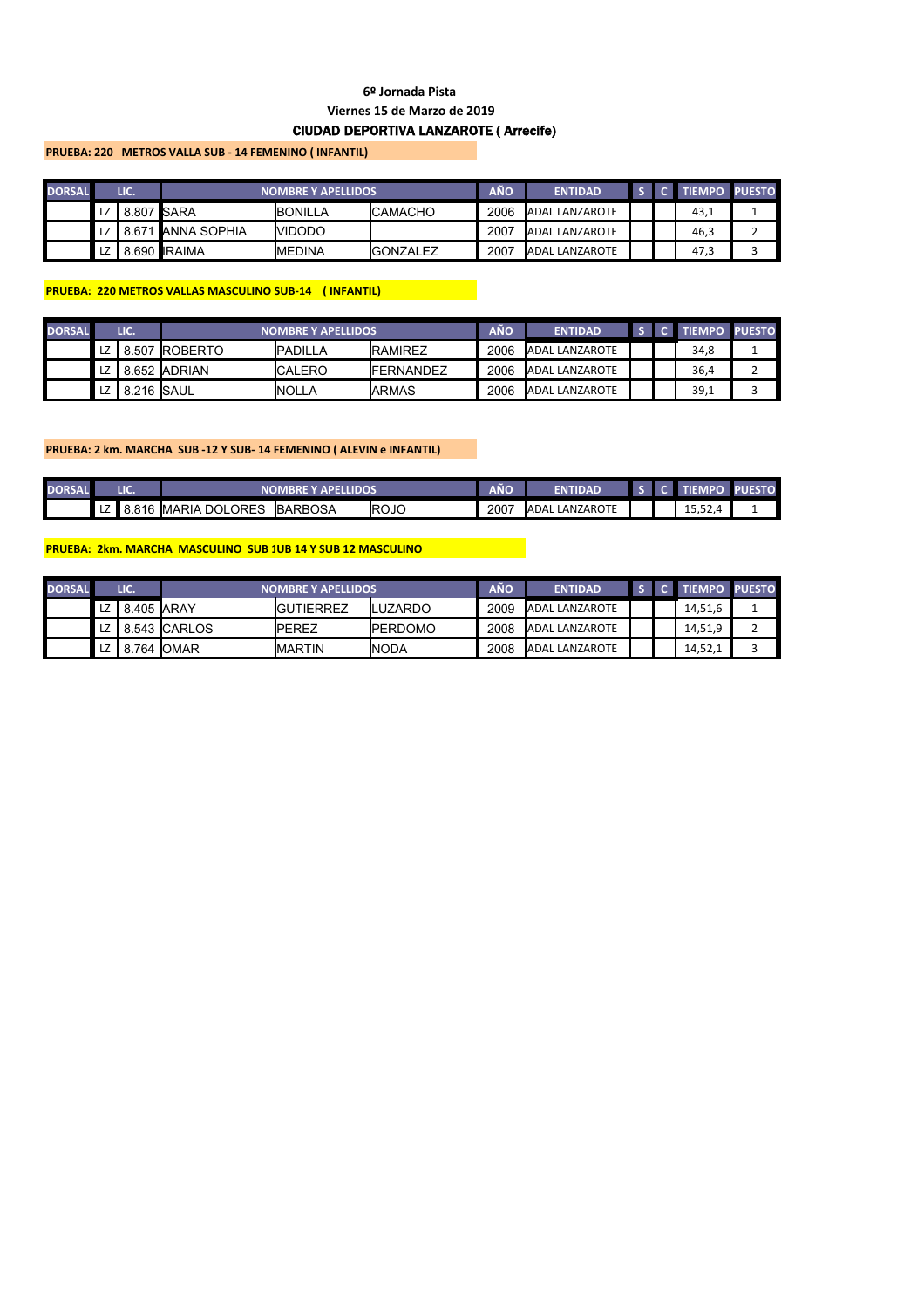**6º Jornada Pista**

**Viernes 15 de Marzo de 2019**

**CIUDAD DEPORTIVA LANZAROTE ( Arrecife)**

**PRUEBA: 220 METROS VALLA SUB - 14 FEMENINO ( INFANTIL)**

| DORSAL | LIC. | | NOMBRE Y APELLIDOS | | | AÑO | ENTIDAD | S | C | TIEMPO | PUESTO |
|---|---|---|---|---|---|---|---|---|---|---|---|
| | LZ | 8.807 | SARA | BONILLA | CAMACHO | 2006 | ADAL LANZAROTE | | | 43,1 | 1 |
| | LZ | 8.671 | ANNA SOPHIA | VIDODO | | 2007 | ADAL LANZAROTE | | | 46,3 | 2 |
| | LZ | 8.690 | IRAIMA | MEDINA | GONZALEZ | 2007 | ADAL LANZAROTE | | | 47,3 | 3 |

**PRUEBA: 220 METROS VALLAS MASCULINO SUB-14 ( INFANTIL)**

| DORSAL | LIC. | | NOMBRE Y APELLIDOS | | | AÑO | ENTIDAD | S | C | TIEMPO | PUESTO |
|---|---|---|---|---|---|---|---|---|---|---|---|
| | LZ | 8.507 | ROBERTO | PADILLA | RAMIREZ | 2006 | ADAL LANZAROTE | | | 34,8 | 1 |
| | LZ | 8.652 | ADRIAN | CALERO | FERNANDEZ | 2006 | ADAL LANZAROTE | | | 36,4 | 2 |
| | LZ | 8.216 | SAUL | NOLLA | ARMAS | 2006 | ADAL LANZAROTE | | | 39,1 | 3 |

**PRUEBA: 2 km. MARCHA SUB -12 Y SUB- 14 FEMENINO ( ALEVIN e INFANTIL)**

| DORSAL | LIC. | | NOMBRE Y APELLIDOS | | | AÑO | ENTIDAD | S | C | TIEMPO | PUESTO |
|---|---|---|---|---|---|---|---|---|---|---|---|
| | LZ | 8.816 | MARIA DOLORES | BARBOSA | ROJO | 2007 | ADAL LANZAROTE | | | 15,52,4 | 1 |

**PRUEBA: 2km. MARCHA MASCULINO SUB 1UB 14 Y SUB 12 MASCULINO**

| DORSAL | LIC. | | NOMBRE Y APELLIDOS | | | AÑO | ENTIDAD | S | C | TIEMPO | PUESTO |
|---|---|---|---|---|---|---|---|---|---|---|---|
| | LZ | 8.405 | ARAY | GUTIERREZ | LUZARDO | 2009 | ADAL LANZAROTE | | | 14,51,6 | 1 |
| | LZ | 8.543 | CARLOS | PEREZ | PERDOMO | 2008 | ADAL LANZAROTE | | | 14,51,9 | 2 |
| | LZ | 8.764 | OMAR | MARTIN | NODA | 2008 | ADAL LANZAROTE | | | 14,52,1 | 3 |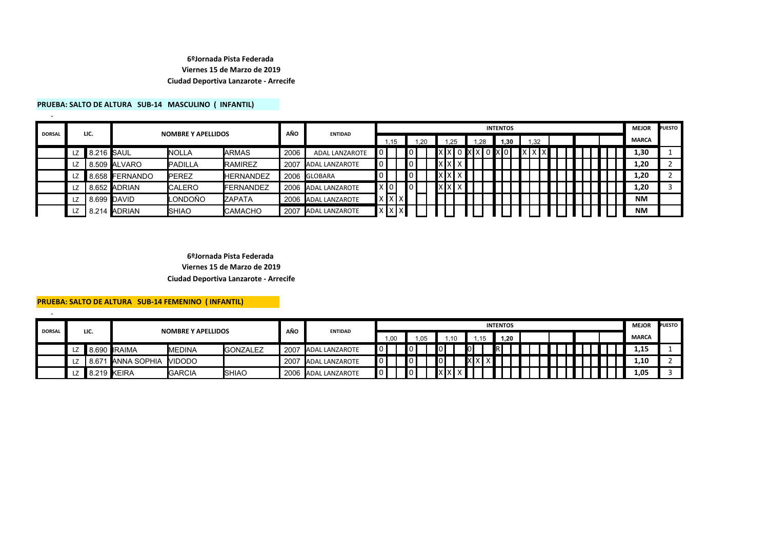**6ºJornada Pista Federada**

**Viernes 15 de Marzo de 2019**

**Ciudad Deportiva Lanzarote - Arrecife**

**PRUEBA: SALTO DE ALTURA SUB-14 MASCULINO ( INFANTIL)**

| DORSAL | LIC. | | NOMBRE Y APELLIDOS | | | AÑO | ENTIDAD | INTENTOS | | | | | | MEJOR | PUESTO |
|---|---|---|---|---|---|---|---|---|---|---|---|---|---|---|---|
| | | | | | | | | 1,15 | 1,20 | 1,25 | 1,28 | 1,30 | 1,32 | MARCA | |
| | LZ | 8.216 | SAUL | NOLLA | ARMAS | 2006 | ADAL LANZAROTE | 0 | 0 | X X 0 | X X 0 | X 0 | X X X | 1,30 | 1 |
| | LZ | 8.509 | ALVARO | PADILLA | RAMIREZ | 2007 | ADAL LANZAROTE | 0 | 0 | X X X | | | | 1,20 | 2 |
| | LZ | 8.658 | FERNANDO | PEREZ | HERNANDEZ | 2006 | GLOBARA | 0 | 0 | X X X | | | | 1,20 | 2 |
| | LZ | 8.652 | ADRIAN | CALERO | FERNANDEZ | 2006 | ADAL LANZAROTE | X 0 | 0 | X X X | | | | 1,20 | 3 |
| | LZ | 8.699 | DAVID | LONDOÑO | ZAPATA | 2006 | ADAL LANZAROTE | X X X | | | | | | NM | |
| | LZ | 8.214 | ADRIAN | SHIAO | CAMACHO | 2007 | ADAL LANZAROTE | X X X | | | | | | NM | |

**6ºJornada Pista Federada**

**Viernes 15 de Marzo de 2019**

**Ciudad Deportiva Lanzarote - Arrecife**

**PRUEBA: SALTO DE ALTURA SUB-14 FEMENINO ( INFANTIL)**

| DORSAL | LIC. | | NOMBRE Y APELLIDOS | | | AÑO | ENTIDAD | INTENTOS | | | | | MEJOR | PUESTO |
|---|---|---|---|---|---|---|---|---|---|---|---|---|---|---|
| | | | | | | | | 1,00 | 1,05 | 1,10 | 1,15 | 1,20 | MARCA | |
| | LZ | 8.690 | IRAIMA | MEDINA | GONZALEZ | 2007 | ADAL LANZAROTE | 0 | 0 | 0 | 0 | R | 1,15 | 1 |
| | LZ | 8.671 | ANNA SOPHIA | VIDODO | | 2007 | ADAL LANZAROTE | 0 | 0 | 0 | X X X | | 1,10 | 2 |
| | LZ | 8.219 | KEIRA | GARCIA | SHIAO | 2006 | ADAL LANZAROTE | 0 | 0 | X X X | | | 1,05 | 3 |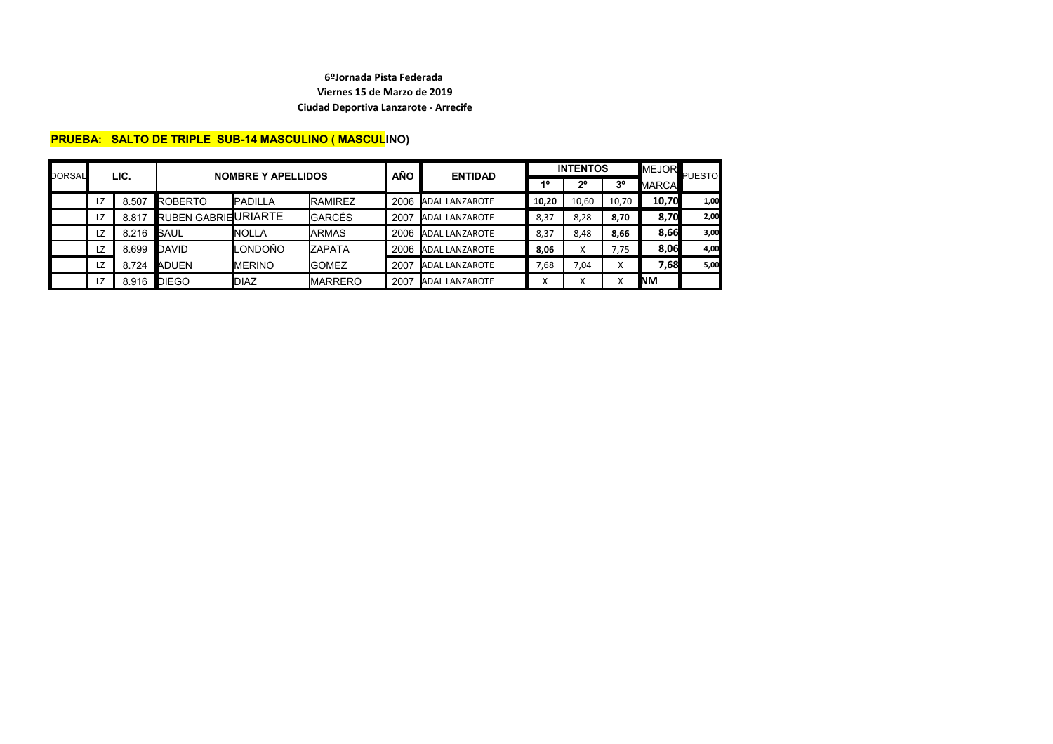**6ºJornada Pista Federada**

**Viernes 15 de Marzo de 2019**

**Ciudad Deportiva Lanzarote - Arrecife**

**PRUEBA: SALTO DE TRIPLE SUB-14 MASCULINO ( MASCULINO)**

| DORSAL | LIC. | | NOMBRE Y APELLIDOS | | | AÑO | ENTIDAD | INTENTOS | | | MEJOR MARCA | PUESTO |
|---|---|---|---|---|---|---|---|---|---|---|---|---|
| | | | | | | | | 1º | 2º | 3º | | |
| | LZ | 8.507 | ROBERTO | PADILLA | RAMIREZ | 2006 | ADAL LANZAROTE | **10,20** | 10,60 | 10,70 | **10,70** | **1,00** |
| | LZ | 8.817 | RUBEN GABRIE | URIARTE | GARCÉS | 2007 | ADAL LANZAROTE | 8,37 | 8,28 | **8,70** | **8,70** | **2,00** |
| | LZ | 8.216 | SAUL | NOLLA | ARMAS | 2006 | ADAL LANZAROTE | 8,37 | 8,48 | **8,66** | **8,66** | **3,00** |
| | LZ | 8.699 | DAVID | LONDOÑO | ZAPATA | 2006 | ADAL LANZAROTE | **8,06** | X | 7,75 | **8,06** | **4,00** |
| | LZ | 8.724 | ADUEN | MERINO | GOMEZ | 2007 | ADAL LANZAROTE | 7,68 | 7,04 | X | **7,68** | **5,00** |
| | LZ | 8.916 | DIEGO | DIAZ | MARRERO | 2007 | ADAL LANZAROTE | X | X | X | **NM** | |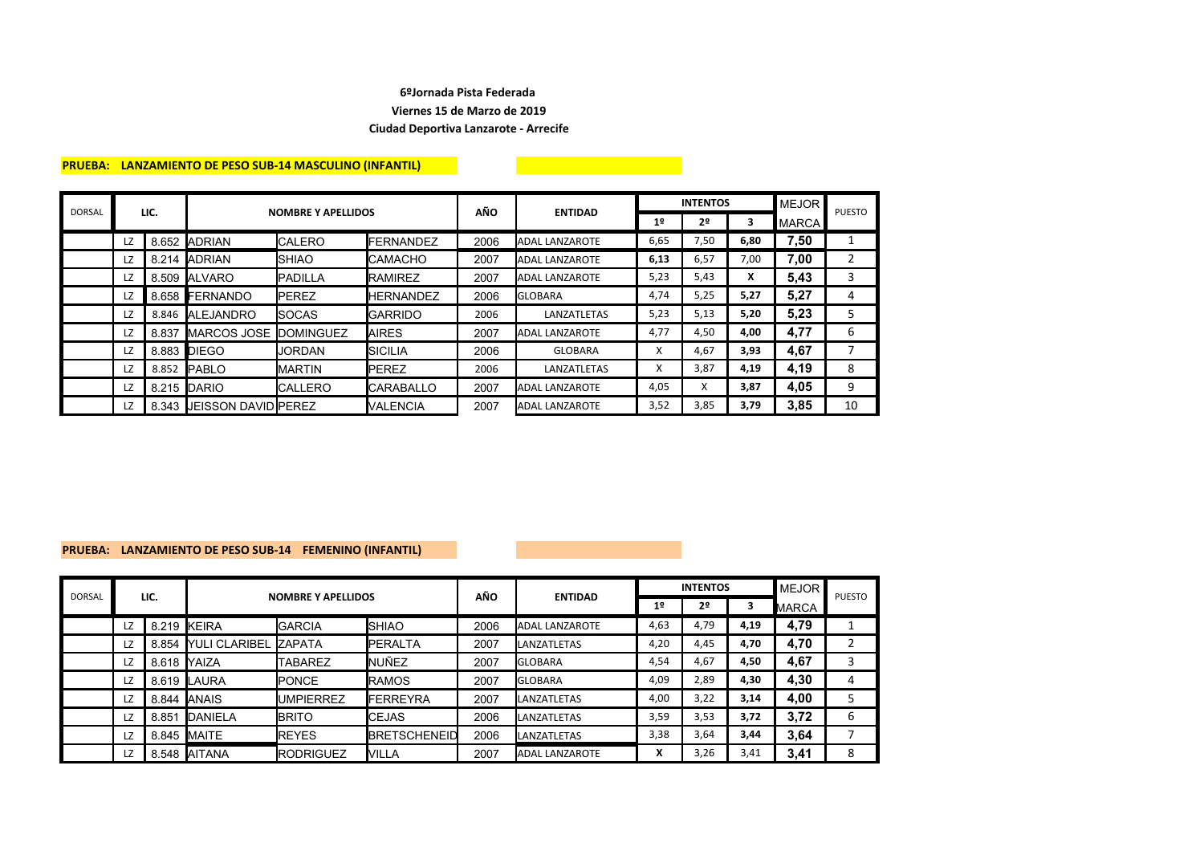**6ºJornada Pista Federada**

**Viernes 15 de Marzo de 2019**

**Ciudad Deportiva Lanzarote - Arrecife**

**PRUEBA: LANZAMIENTO DE PESO SUB-14 MASCULINO (INFANTIL)**

| DORSAL | LIC. | | NOMBRE Y APELLIDOS | | | AÑO | ENTIDAD | INTENTOS | | | MEJOR MARCA | PUESTO |
|---|---|---|---|---|---|---|---|---|---|---|---|---|
| | | | | | | | | 1º | 2º | 3 | | |
| | LZ | 8.652 | ADRIAN | CALERO | FERNANDEZ | 2006 | ADAL LANZAROTE | 6,65 | 7,50 | 6,80 | 7,50 | 1 |
| | LZ | 8.214 | ADRIAN | SHIAO | CAMACHO | 2007 | ADAL LANZAROTE | 6,13 | 6,57 | 7,00 | 7,00 | 2 |
| | LZ | 8.509 | ALVARO | PADILLA | RAMIREZ | 2007 | ADAL LANZAROTE | 5,23 | 5,43 | X | 5,43 | 3 |
| | LZ | 8.658 | FERNANDO | PEREZ | HERNANDEZ | 2006 | GLOBARA | 4,74 | 5,25 | 5,27 | 5,27 | 4 |
| | LZ | 8.846 | ALEJANDRO | SOCAS | GARRIDO | 2006 | LANZATLETAS | 5,23 | 5,13 | 5,20 | 5,23 | 5 |
| | LZ | 8.837 | MARCOS JOSE | DOMINGUEZ | AIRES | 2007 | ADAL LANZAROTE | 4,77 | 4,50 | 4,00 | 4,77 | 6 |
| | LZ | 8.883 | DIEGO | JORDAN | SICILIA | 2006 | GLOBARA | X | 4,67 | 3,93 | 4,67 | 7 |
| | LZ | 8.852 | PABLO | MARTIN | PEREZ | 2006 | LANZATLETAS | X | 3,87 | 4,19 | 4,19 | 8 |
| | LZ | 8.215 | DARIO | CALLERO | CARABALLO | 2007 | ADAL LANZAROTE | 4,05 | X | 3,87 | 4,05 | 9 |
| | LZ | 8.343 | JEISSON DAVID | PEREZ | VALENCIA | 2007 | ADAL LANZAROTE | 3,52 | 3,85 | 3,79 | 3,85 | 10 |

**PRUEBA: LANZAMIENTO DE PESO SUB-14 FEMENINO (INFANTIL)**

| DORSAL | LIC. | | NOMBRE Y APELLIDOS | | | AÑO | ENTIDAD | INTENTOS | | | MEJOR MARCA | PUESTO |
|---|---|---|---|---|---|---|---|---|---|---|---|---|
| | | | | | | | | 1º | 2º | 3 | | |
| | LZ | 8.219 | KEIRA | GARCIA | SHIAO | 2006 | ADAL LANZAROTE | 4,63 | 4,79 | 4,19 | 4,79 | 1 |
| | LZ | 8.854 | YULI CLARIBEL | ZAPATA | PERALTA | 2007 | LANZATLETAS | 4,20 | 4,45 | 4,70 | 4,70 | 2 |
| | LZ | 8.618 | YAIZA | TABAREZ | NUÑEZ | 2007 | GLOBARA | 4,54 | 4,67 | 4,50 | 4,67 | 3 |
| | LZ | 8.619 | LAURA | PONCE | RAMOS | 2007 | GLOBARA | 4,09 | 2,89 | 4,30 | 4,30 | 4 |
| | LZ | 8.844 | ANAIS | UMPIERREZ | FERREYRA | 2007 | LANZATLETAS | 4,00 | 3,22 | 3,14 | 4,00 | 5 |
| | LZ | 8.851 | DANIELA | BRITO | CEJAS | 2006 | LANZATLETAS | 3,59 | 3,53 | 3,72 | 3,72 | 6 |
| | LZ | 8.845 | MAITE | REYES | BRETSCHENEID | 2006 | LANZATLETAS | 3,38 | 3,64 | 3,44 | 3,64 | 7 |
| | LZ | 8.548 | AITANA | RODRIGUEZ | VILLA | 2007 | ADAL LANZAROTE | X | 3,26 | 3,41 | 3,41 | 8 |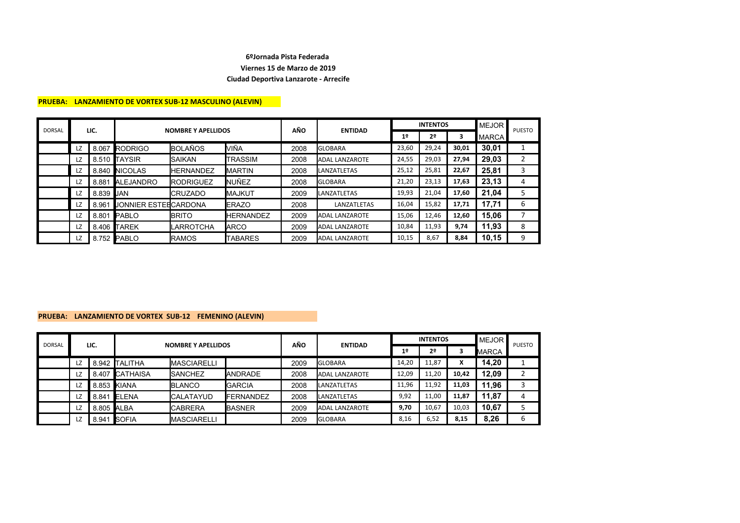**6ºJornada Pista Federada**

**Viernes 15 de Marzo de 2019**

**Ciudad Deportiva Lanzarote - Arrecife**

**PRUEBA: LANZAMIENTO DE VORTEX SUB-12 MASCULINO (ALEVIN)**

| DORSAL | LIC. | | NOMBRE Y APELLIDOS | | | AÑO | ENTIDAD | INTENTOS | | | MEJOR MARCA | PUESTO |
|---|---|---|---|---|---|---|---|---|---|---|---|---|
| | | | | | | | | 1º | 2º | 3 | | |
| | LZ | 8.067 | RODRIGO | BOLAÑOS | VIÑA | 2008 | GLOBARA | 23,60 | 29,24 | 30,01 | 30,01 | 1 |
| | LZ | 8.510 | TAYSIR | SAIKAN | TRASSIM | 2008 | ADAL LANZAROTE | 24,55 | 29,03 | 27,94 | 29,03 | 2 |
| | LZ | 8.840 | NICOLAS | HERNANDEZ | MARTIN | 2008 | LANZATLETAS | 25,12 | 25,81 | 22,67 | 25,81 | 3 |
| | LZ | 8.881 | ALEJANDRO | RODRIGUEZ | NUÑEZ | 2008 | GLOBARA | 21,20 | 23,13 | 17,63 | 23,13 | 4 |
| | LZ | 8.839 | JAN | CRUZADO | MAJKUT | 2009 | LANZATLETAS | 19,93 | 21,04 | 17,60 | 21,04 | 5 |
| | LZ | 8.961 | JONNIER ESTEE | CARDONA | ERAZO | 2008 | LANZATLETAS | 16,04 | 15,82 | 17,71 | 17,71 | 6 |
| | LZ | 8.801 | PABLO | BRITO | HERNANDEZ | 2009 | ADAL LANZAROTE | 15,06 | 12,46 | 12,60 | 15,06 | 7 |
| | LZ | 8.406 | TAREK | LARROTCHA | ARCO | 2009 | ADAL LANZAROTE | 10,84 | 11,93 | 9,74 | 11,93 | 8 |
| | LZ | 8.752 | PABLO | RAMOS | TABARES | 2009 | ADAL LANZAROTE | 10,15 | 8,67 | 8,84 | 10,15 | 9 |

**PRUEBA: LANZAMIENTO DE VORTEX SUB-12 FEMENINO (ALEVIN)**

| DORSAL | LIC. | | NOMBRE Y APELLIDOS | | | AÑO | ENTIDAD | INTENTOS | | | MEJOR MARCA | PUESTO |
|---|---|---|---|---|---|---|---|---|---|---|---|---|
| | | | | | | | | 1º | 2º | 3 | | |
| | LZ | 8.942 | TALITHA | MASCIARELLI | | 2009 | GLOBARA | 14,20 | 11,87 | X | 14,20 | 1 |
| | LZ | 8.407 | CATHAISA | SANCHEZ | ANDRADE | 2008 | ADAL LANZAROTE | 12,09 | 11,20 | 10,42 | 12,09 | 2 |
| | LZ | 8.853 | KIANA | BLANCO | GARCIA | 2008 | LANZATLETAS | 11,96 | 11,92 | 11,03 | 11,96 | 3 |
| | LZ | 8.841 | ELENA | CALATAYUD | FERNANDEZ | 2008 | LANZATLETAS | 9,92 | 11,00 | 11,87 | 11,87 | 4 |
| | LZ | 8.805 | ALBA | CABRERA | BASNER | 2009 | ADAL LANZAROTE | 9,70 | 10,67 | 10,03 | 10,67 | 5 |
| | LZ | 8.941 | SOFIA | MASCIARELLI | | 2009 | GLOBARA | 8,16 | 6,52 | 8,15 | 8,26 | 6 |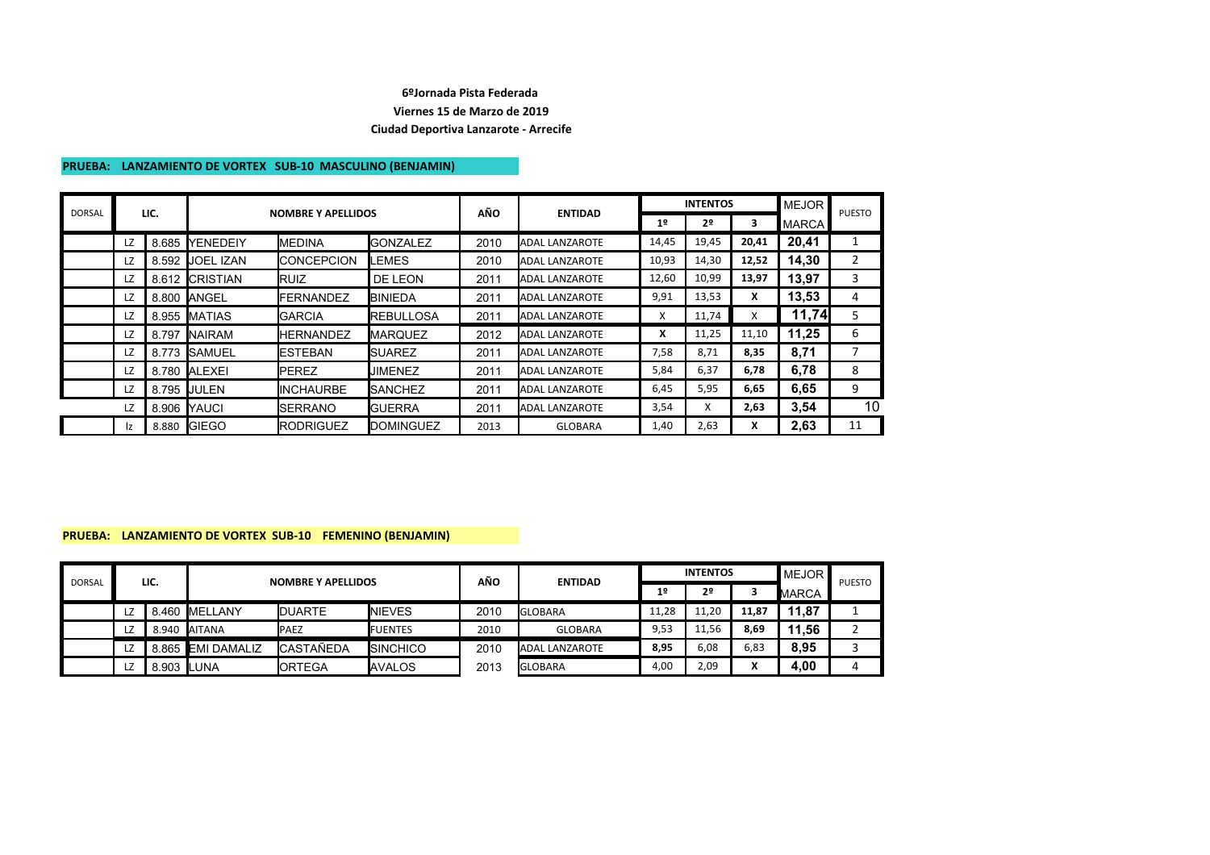**6ºJornada Pista Federada**

**Viernes 15 de Marzo de 2019**

**Ciudad Deportiva Lanzarote - Arrecife**

**PRUEBA: LANZAMIENTO DE VORTEX SUB-10 MASCULINO (BENJAMIN)**

| DORSAL | LIC. | | NOMBRE Y APELLIDOS | | | AÑO | ENTIDAD | INTENTOS | | | MEJOR MARCA | PUESTO |
|---|---|---|---|---|---|---|---|---|---|---|---|---|
| | | | | | | | | 1º | 2º | 3 | | |
| | LZ | 8.685 | YENEDEIY | MEDINA | GONZALEZ | 2010 | ADAL LANZAROTE | 14,45 | 19,45 | 20,41 | 20,41 | 1 |
| | LZ | 8.592 | JOEL IZAN | CONCEPCION | LEMES | 2010 | ADAL LANZAROTE | 10,93 | 14,30 | 12,52 | 14,30 | 2 |
| | LZ | 8.612 | CRISTIAN | RUIZ | DE LEON | 2011 | ADAL LANZAROTE | 12,60 | 10,99 | 13,97 | 13,97 | 3 |
| | LZ | 8.800 | ANGEL | FERNANDEZ | BINIEDA | 2011 | ADAL LANZAROTE | 9,91 | 13,53 | X | 13,53 | 4 |
| | LZ | 8.955 | MATIAS | GARCIA | REBULLOSA | 2011 | ADAL LANZAROTE | X | 11,74 | X | 11,74 | 5 |
| | LZ | 8.797 | NAIRAM | HERNANDEZ | MARQUEZ | 2012 | ADAL LANZAROTE | X | 11,25 | 11,10 | 11,25 | 6 |
| | LZ | 8.773 | SAMUEL | ESTEBAN | SUAREZ | 2011 | ADAL LANZAROTE | 7,58 | 8,71 | 8,35 | 8,71 | 7 |
| | LZ | 8.780 | ALEXEI | PEREZ | JIMENEZ | 2011 | ADAL LANZAROTE | 5,84 | 6,37 | 6,78 | 6,78 | 8 |
| | LZ | 8.795 | JULEN | INCHAURBE | SANCHEZ | 2011 | ADAL LANZAROTE | 6,45 | 5,95 | 6,65 | 6,65 | 9 |
| | LZ | 8.906 | YAUCI | SERRANO | GUERRA | 2011 | ADAL LANZAROTE | 3,54 | X | 2,63 | 3,54 | 10 |
| | lz | 8.880 | GIEGO | RODRIGUEZ | DOMINGUEZ | 2013 | GLOBARA | 1,40 | 2,63 | X | 2,63 | 11 |

**PRUEBA: LANZAMIENTO DE VORTEX SUB-10 FEMENINO (BENJAMIN)**

| DORSAL | LIC. | | NOMBRE Y APELLIDOS | | | AÑO | ENTIDAD | INTENTOS | | | MEJOR MARCA | PUESTO |
|---|---|---|---|---|---|---|---|---|---|---|---|---|
| | | | | | | | | 1º | 2º | 3 | | |
| | LZ | 8.460 | MELLANY | DUARTE | NIEVES | 2010 | GLOBARA | 11,28 | 11,20 | 11,87 | 11,87 | 1 |
| | LZ | 8.940 | AITANA | PAEZ | FUENTES | 2010 | GLOBARA | 9,53 | 11,56 | 8,69 | 11,56 | 2 |
| | LZ | 8.865 | EMI DAMALIZ | CASTAÑEDA | SINCHICO | 2010 | ADAL LANZAROTE | 8,95 | 6,08 | 6,83 | 8,95 | 3 |
| | LZ | 8.903 | LUNA | ORTEGA | AVALOS | 2013 | GLOBARA | 4,00 | 2,09 | X | 4,00 | 4 |